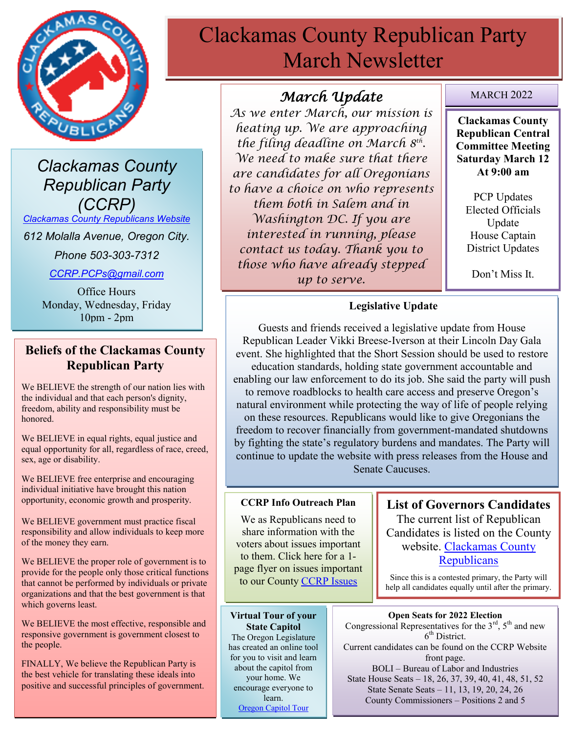# Clackamas County Republican Party March Newsletter

## Clackamas County Republican Party (CCRP)

Clackamas County Republicans Website

612 Molalla Avenue, Oregon City.

Phone 503-303-7312

CCRP.PCPs@gmail.com

Office Hours
Monday, Wednesday, Friday
10pm - 2pm

## Beliefs of the Clackamas County Republican Party

We BELIEVE the strength of our nation lies with the individual and that each person's dignity, freedom, ability and responsibility must be honored.

We BELIEVE in equal rights, equal justice and equal opportunity for all, regardless of race, creed, sex, age or disability.

We BELIEVE free enterprise and encouraging individual initiative have brought this nation opportunity, economic growth and prosperity.

We BELIEVE government must practice fiscal responsibility and allow individuals to keep more of the money they earn.

We BELIEVE the proper role of government is to provide for the people only those critical functions that cannot be performed by individuals or private organizations and that the best government is that which governs least.

We BELIEVE the most effective, responsible and responsive government is government closest to the people.

FINALLY, We believe the Republican Party is the best vehicle for translating these ideals into positive and successful principles of government.

## *March Update*

*As we enter March, our mission is heating up. We are approaching the filing deadline on March 8th. We need to make sure that there are candidates for all Oregonians to have a choice on who represents them both in Salem and in Washington DC. If you are interested in running, please contact us today. Thank you to those who have already stepped up to serve.*

MARCH 2022

**Clackamas County Republican Central Committee Meeting Saturday March 12 At 9:00 am**

PCP Updates
Elected Officials Update
House Captain
District Updates

Don't Miss It.

### Legislative Update

Guests and friends received a legislative update from House Republican Leader Vikki Breese-Iverson at their Lincoln Day Gala event. She highlighted that the Short Session should be used to restore education standards, holding state government accountable and enabling our law enforcement to do its job. She said the party will push to remove roadblocks to health care access and preserve Oregon's natural environment while protecting the way of life of people relying on these resources. Republicans would like to give Oregonians the freedom to recover financially from government-mandated shutdowns by fighting the state's regulatory burdens and mandates. The Party will continue to update the website with press releases from the House and Senate Caucuses.

### CCRP Info Outreach Plan

We as Republicans need to share information with the voters about issues important to them. Click here for a 1-page flyer on issues important to our County CCRP Issues

## List of Governors Candidates

The current list of Republican Candidates is listed on the County website. Clackamas County Republicans

Since this is a contested primary, the Party will help all candidates equally until after the primary.

### Virtual Tour of your State Capitol

The Oregon Legislature has created an online tool for you to visit and learn about the capitol from your home. We encourage everyone to learn.
Oregon Capitol Tour

### Open Seats for 2022 Election

Congressional Representatives for the 3rd, 5th and new 6th District.
Current candidates can be found on the CCRP Website front page.
BOLI – Bureau of Labor and Industries
State House Seats – 18, 26, 37, 39, 40, 41, 48, 51, 52
State Senate Seats – 11, 13, 19, 20, 24, 26
County Commissioners – Positions 2 and 5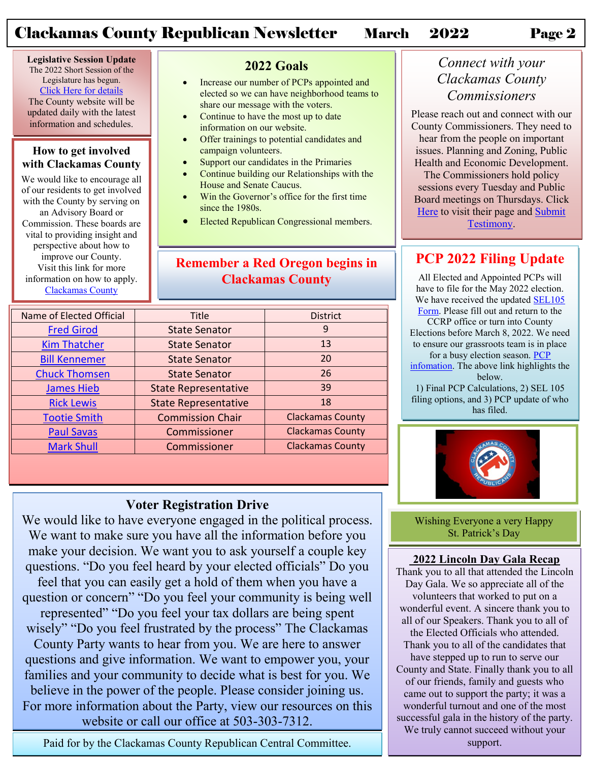### Legislative Session Update

The 2022 Short Session of the Legislature has begun.
Click Here for details
The County website will be updated daily with the latest information and schedules.

### How to get involved with Clackamas County

We would like to encourage all of our residents to get involved with the County by serving on an Advisory Board or Commission. These boards are vital to providing insight and perspective about how to improve our County.
Visit this link for more information on how to apply.
Clackamas County

### 2022 Goals

- Increase our number of PCPs appointed and elected so we can have neighborhood teams to share our message with the voters.
- Continue to have the most up to date information on our website.
- Offer trainings to potential candidates and campaign volunteers.
- Support our candidates in the Primaries
- Continue building our Relationships with the House and Senate Caucus.
- Win the Governor's office for the first time since the 1980s.
- Elected Republican Congressional members.

## Remember a Red Oregon begins in Clackamas County

### *Connect with your Clackamas County Commissioners*

Please reach out and connect with our County Commissioners. They need to hear from the people on important issues. Planning and Zoning, Public Health and Economic Development. The Commissioners hold policy sessions every Tuesday and Public Board meetings on Thursdays. Click Here to visit their page and Submit Testimony.

## PCP 2022 Filing Update

All Elected and Appointed PCPs will have to file for the May 2022 election. We have received the updated SEL105 Form. Please fill out and return to the CCRP office or turn into County Elections before March 8, 2022. We need to ensure our grassroots team is in place for a busy election season. PCP infomation. The above link highlights the below.
1) Final PCP Calculations, 2) SEL 105 filing options, and 3) PCP update of who has filed.

| Name of Elected Official | Title | District |
|---|---|---|
| Fred Girod | State Senator | 9 |
| Kim Thatcher | State Senator | 13 |
| Bill Kennemer | State Senator | 20 |
| Chuck Thomsen | State Senator | 26 |
| James Hieb | State Representative | 39 |
| Rick Lewis | State Representative | 18 |
| Tootie Smith | Commission Chair | Clackamas County |
| Paul Savas | Commissioner | Clackamas County |
| Mark Shull | Commissioner | Clackamas County |

Wishing Everyone a very Happy St. Patrick's Day

### Voter Registration Drive

We would like to have everyone engaged in the political process. We want to make sure you have all the information before you make your decision. We want you to ask yourself a couple key questions. "Do you feel heard by your elected officials" Do you feel that you can easily get a hold of them when you have a question or concern" "Do you feel your community is being well represented" "Do you feel your tax dollars are being spent wisely" "Do you feel frustrated by the process" The Clackamas County Party wants to hear from you. We are here to answer questions and give information. We want to empower you, your families and your community to decide what is best for you. We believe in the power of the people. Please consider joining us. For more information about the Party, view our resources on this website or call our office at 503-303-7312.

### 2022 Lincoln Day Gala Recap

Thank you to all that attended the Lincoln Day Gala. We so appreciate all of the volunteers that worked to put on a wonderful event. A sincere thank you to all of our Speakers. Thank you to all of the Elected Officials who attended. Thank you to all of the candidates that have stepped up to run to serve our County and State. Finally thank you to all of our friends, family and guests who came out to support the party; it was a wonderful turnout and one of the most successful gala in the history of the party. We truly cannot succeed without your support.

Paid for by the Clackamas County Republican Central Committee.